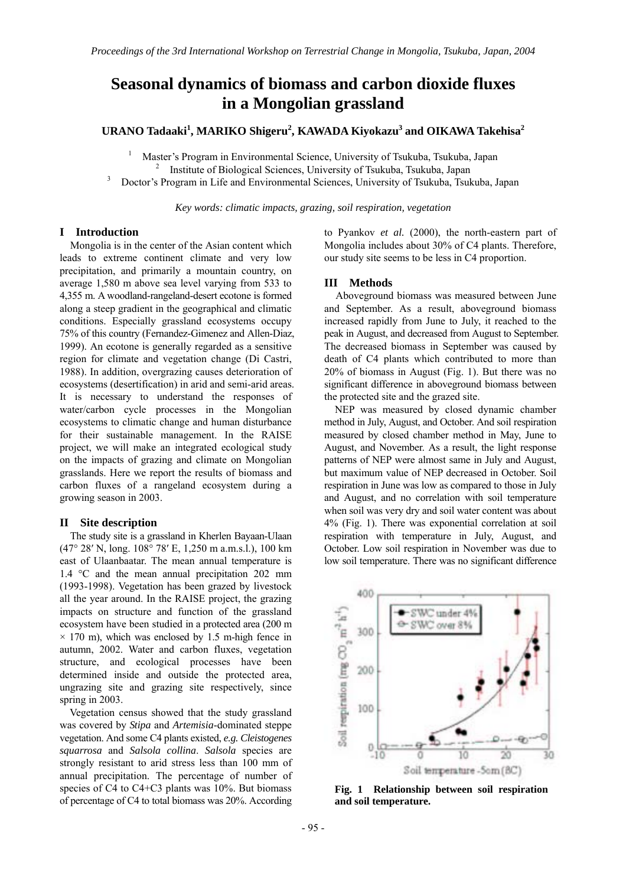# Seasonal dynamics of biomass and carbon dioxide fluxes in a Mongolian grassland

**URANO Tadaaki[1], MARIKO Shigeru[2], KAWADA Kiyokazu[3] and OIKAWA Takehisa[2]**

[1] Master's Program in Environmental Science, University of Tsukuba, Tsukuba, Japan
[2] Institute of Biological Sciences, University of Tsukuba, Tsukuba, Japan
[3] Doctor's Program in Life and Environmental Sciences, University of Tsukuba, Tsukuba, Japan

*Key words: climatic impacts, grazing, soil respiration, vegetation*

## I Introduction

Mongolia is in the center of the Asian content which leads to extreme continent climate and very low precipitation, and primarily a mountain country, on average 1,580 m above sea level varying from 533 to 4,355 m. A woodland-rangeland-desert ecotone is formed along a steep gradient in the geographical and climatic conditions. Especially grassland ecosystems occupy 75% of this country (Fernandez-Gimenez and Allen-Diaz, 1999). An ecotone is generally regarded as a sensitive region for climate and vegetation change (Di Castri, 1988). In addition, overgrazing causes deterioration of ecosystems (desertification) in arid and semi-arid areas. It is necessary to understand the responses of water/carbon cycle processes in the Mongolian ecosystems to climatic change and human disturbance for their sustainable management. In the RAISE project, we will make an integrated ecological study on the impacts of grazing and climate on Mongolian grasslands. Here we report the results of biomass and carbon fluxes of a rangeland ecosystem during a growing season in 2003.

## II Site description

The study site is a grassland in Kherlen Bayaan-Ulaan (47° 28′ N, long. 108° 78′ E, 1,250 m a.m.s.l.), 100 km east of Ulaanbaatar. The mean annual temperature is 1.4 °C and the mean annual precipitation 202 mm (1993-1998). Vegetation has been grazed by livestock all the year around. In the RAISE project, the grazing impacts on structure and function of the grassland ecosystem have been studied in a protected area (200 m × 170 m), which was enclosed by 1.5 m-high fence in autumn, 2002. Water and carbon fluxes, vegetation structure, and ecological processes have been determined inside and outside the protected area, ungrazing site and grazing site respectively, since spring in 2003.

Vegetation census showed that the study grassland was covered by *Stipa* and *Artemisia*-dominated steppe vegetation. And some C4 plants existed, *e.g. Cleistogenes squarrosa* and *Salsola collina*. *Salsola* species are strongly resistant to arid stress less than 100 mm of annual precipitation. The percentage of number of species of C4 to C4+C3 plants was 10%. But biomass of percentage of C4 to total biomass was 20%. According to Pyankov *et al.* (2000), the north-eastern part of Mongolia includes about 30% of C4 plants. Therefore, our study site seems to be less in C4 proportion.

## III Methods

Aboveground biomass was measured between June and September. As a result, aboveground biomass increased rapidly from June to July, it reached to the peak in August, and decreased from August to September. The decreased biomass in September was caused by death of C4 plants which contributed to more than 20% of biomass in August (Fig. 1). But there was no significant difference in aboveground biomass between the protected site and the grazed site.

NEP was measured by closed dynamic chamber method in July, August, and October. And soil respiration measured by closed chamber method in May, June to August, and November. As a result, the light response patterns of NEP were almost same in July and August, but maximum value of NEP decreased in October. Soil respiration in June was low as compared to those in July and August, and no correlation with soil temperature when soil was very dry and soil water content was about 4% (Fig. 1). There was exponential correlation at soil respiration with temperature in July, August, and October. Low soil respiration in November was due to low soil temperature. There was no significant difference

**Fig. 1 Relationship between soil respiration and soil temperature.**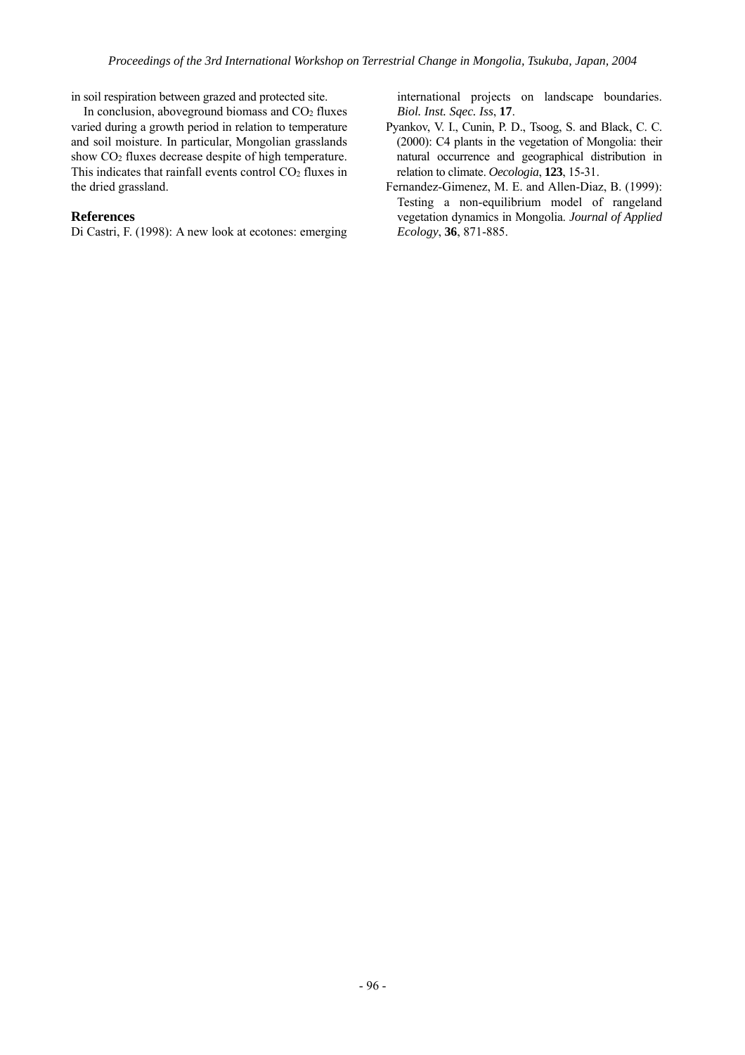in soil respiration between grazed and protected site.

In conclusion, aboveground biomass and $CO_2$ fluxes varied during a growth period in relation to temperature and soil moisture. In particular, Mongolian grasslands show $CO_2$ fluxes decrease despite of high temperature. This indicates that rainfall events control $CO_2$ fluxes in the dried grassland.

## References

Di Castri, F. (1998): A new look at ecotones: emerging international projects on landscape boundaries. *Biol. Inst. Sqec. Iss*, **17**.

Pyankov, V. I., Cunin, P. D., Tsoog, S. and Black, C. C. (2000): C4 plants in the vegetation of Mongolia: their natural occurrence and geographical distribution in relation to climate. *Oecologia*, **123**, 15-31.

Fernandez-Gimenez, M. E. and Allen-Diaz, B. (1999): Testing a non-equilibrium model of rangeland vegetation dynamics in Mongolia. *Journal of Applied Ecology*, **36**, 871-885.